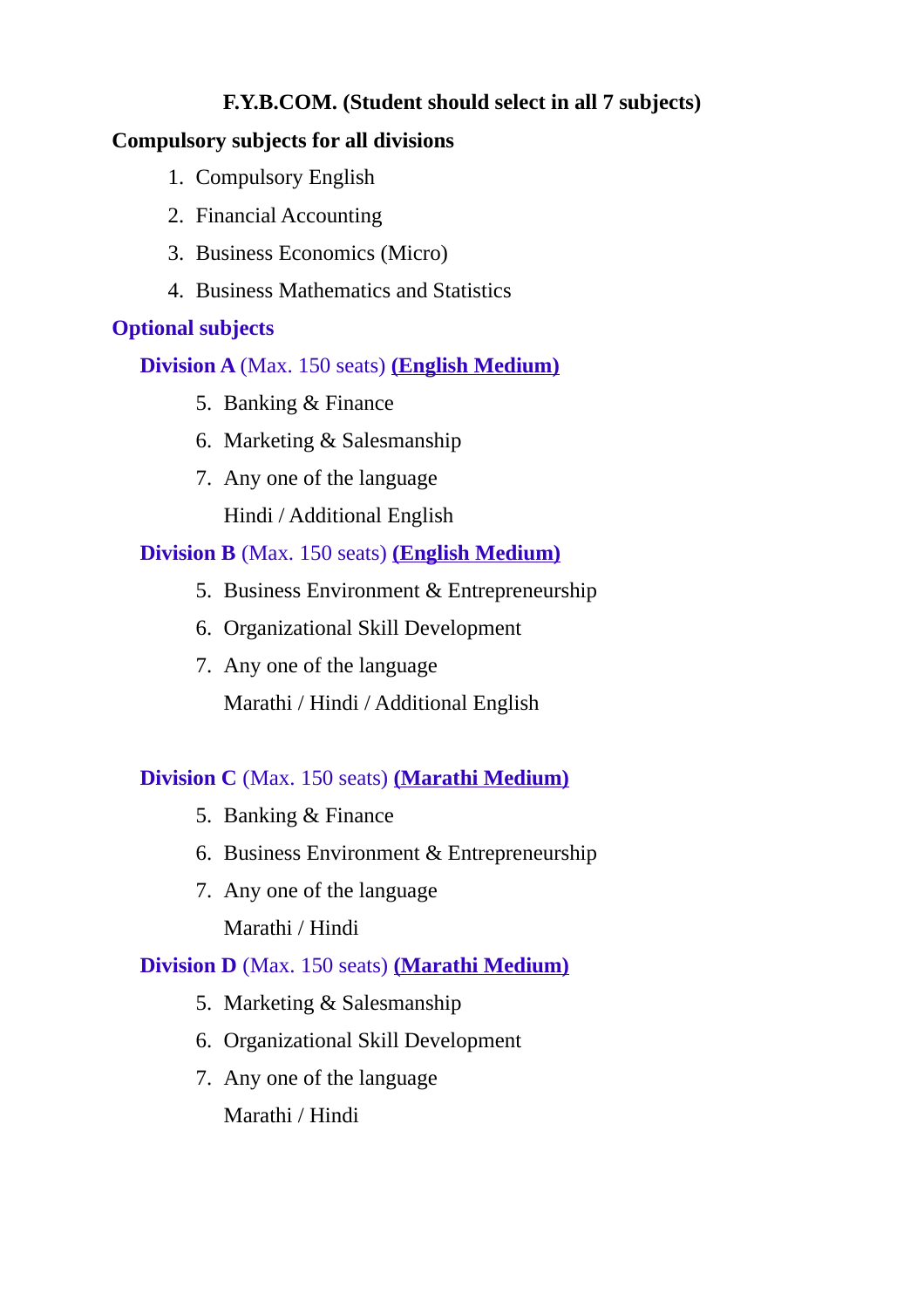**F.Y.B.COM. (Student should select in all 7 subjects)**

**Compulsory subjects for all divisions**

1. Compulsory English
2. Financial Accounting
3. Business Economics (Micro)
4. Business Mathematics and Statistics

**Optional subjects**

**Division A** (Max. 150 seats) **(English Medium)**

5. Banking & Finance
6. Marketing & Salesmanship
7. Any one of the language

   Hindi / Additional English

**Division B** (Max. 150 seats) **(English Medium)**

5. Business Environment & Entrepreneurship
6. Organizational Skill Development
7. Any one of the language

   Marathi / Hindi / Additional English

**Division C** (Max. 150 seats) **(Marathi Medium)**

5. Banking & Finance
6. Business Environment & Entrepreneurship
7. Any one of the language

   Marathi / Hindi

**Division D** (Max. 150 seats) **(Marathi Medium)**

5. Marketing & Salesmanship
6. Organizational Skill Development
7. Any one of the language

   Marathi / Hindi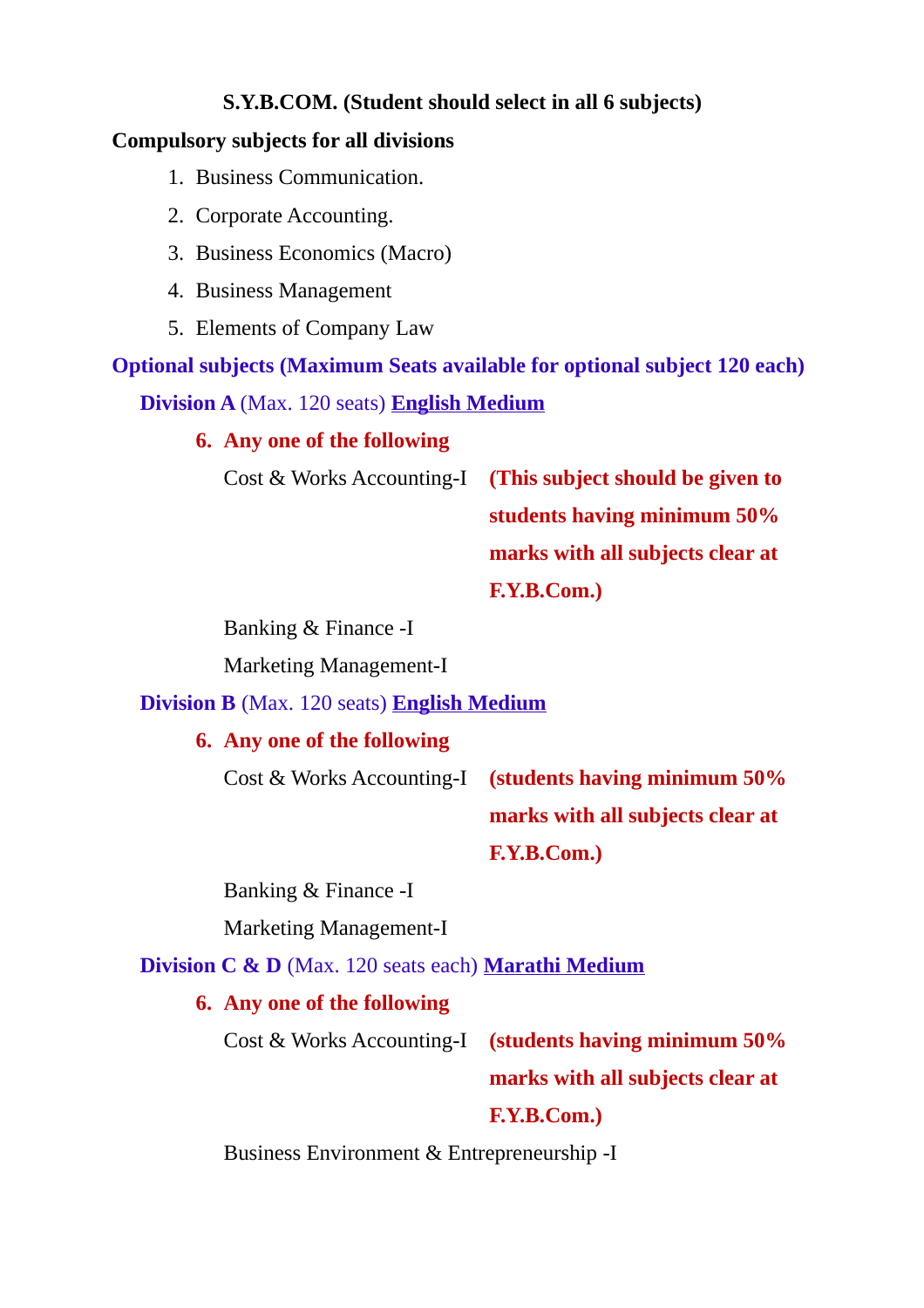**S.Y.B.COM. (Student should select in all 6 subjects)**

**Compulsory subjects for all divisions**

1. Business Communication.
2. Corporate Accounting.
3. Business Economics (Macro)
4. Business Management
5. Elements of Company Law

**Optional subjects (Maximum Seats available for optional subject 120 each)**

**Division A** (Max. 120 seats) **English Medium**

6. **Any one of the following**

   Cost & Works Accounting-I **(This subject should be given to students having minimum 50% marks with all subjects clear at F.Y.B.Com.)**

   Banking & Finance -I

   Marketing Management-I

**Division B** (Max. 120 seats) **English Medium**

6. **Any one of the following**

   Cost & Works Accounting-I **(students having minimum 50% marks with all subjects clear at F.Y.B.Com.)**

   Banking & Finance -I

   Marketing Management-I

**Division C & D** (Max. 120 seats each) **Marathi Medium**

6. **Any one of the following**

   Cost & Works Accounting-I **(students having minimum 50% marks with all subjects clear at F.Y.B.Com.)**

   Business Environment & Entrepreneurship -I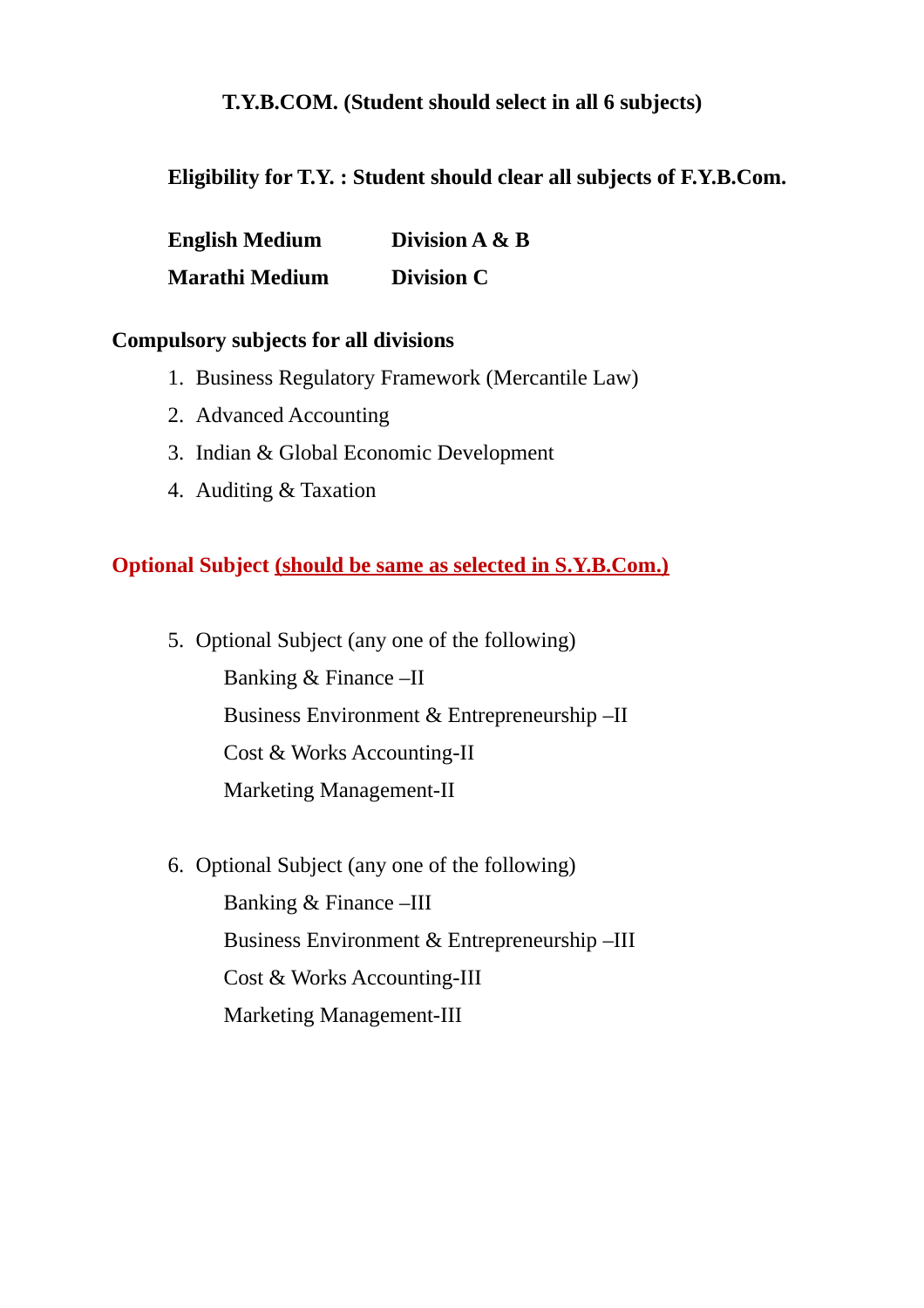**T.Y.B.COM. (Student should select in all 6 subjects)**

**Eligibility for T.Y. : Student should clear all subjects of F.Y.B.Com.**

| | |
|---|---|
| **English Medium** | **Division A & B** |
| **Marathi Medium** | **Division C** |

**Compulsory subjects for all divisions**

1. Business Regulatory Framework (Mercantile Law)
2. Advanced Accounting
3. Indian & Global Economic Development
4. Auditing & Taxation

**Optional Subject <u>(should be same as selected in S.Y.B.Com.)</u>**

5. Optional Subject (any one of the following)
   - Banking & Finance –II
   - Business Environment & Entrepreneurship –II
   - Cost & Works Accounting-II
   - Marketing Management-II

6. Optional Subject (any one of the following)
   - Banking & Finance –III
   - Business Environment & Entrepreneurship –III
   - Cost & Works Accounting-III
   - Marketing Management-III